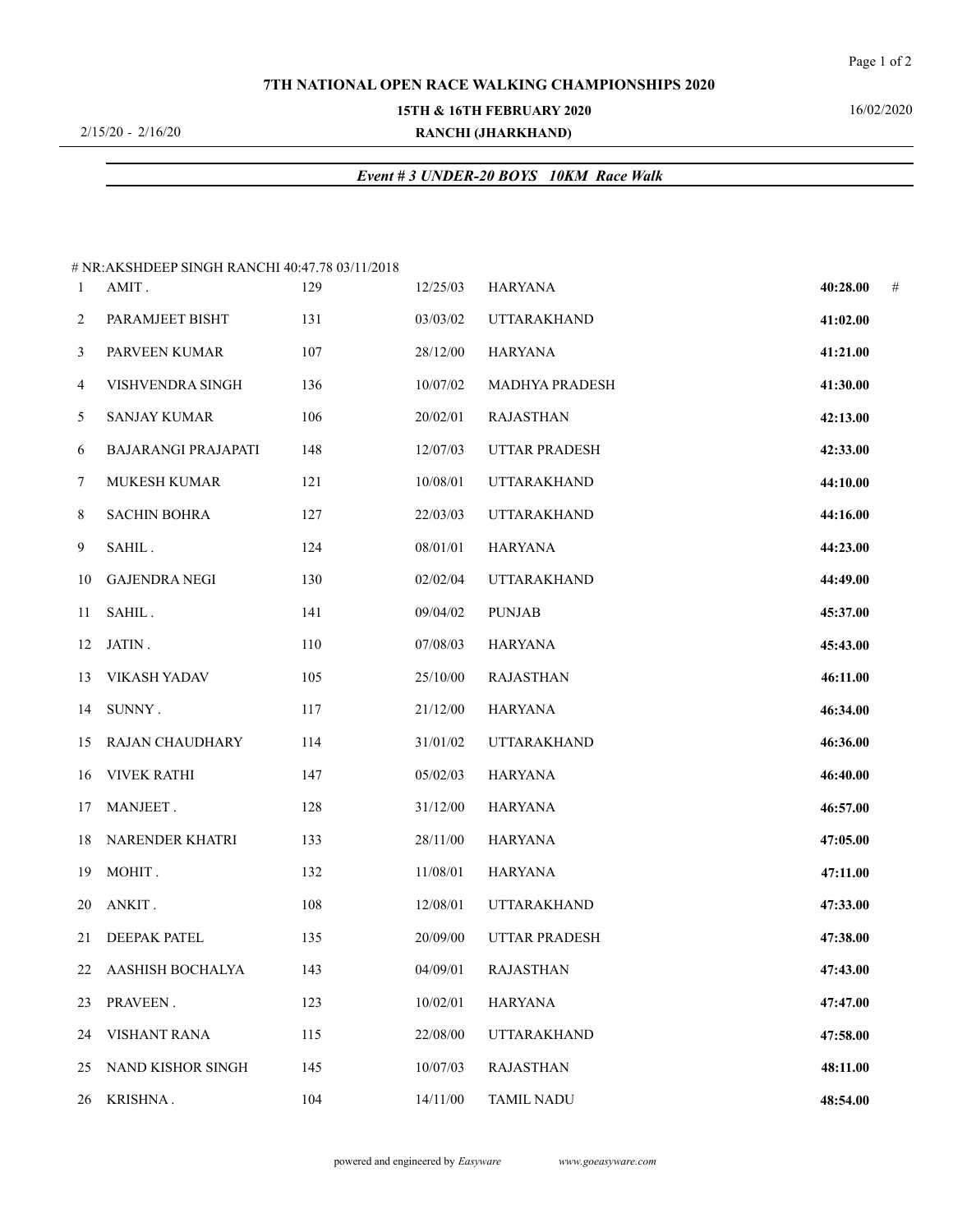# 7TH NATIONAL OPEN RACE WALKING CHAMPIONSHIPS 2020

**15TH & 16TH FEBRUARY 2020**

2/15/20 - 2/16/20 **RANCHI (JHARKHAND)** 16/02/2020

## *Event # 3 UNDER-20 BOYS 10KM Race Walk*

# NR:AKSHDEEP SINGH RANCHI 40:47.78 03/11/2018

| | | | | | | |
|---|---|---|---|---|---|---|
| 1 | AMIT . | 129 | 12/25/03 | HARYANA | **40:28.00** | # |
| 2 | PARAMJEET BISHT | 131 | 03/03/02 | UTTARAKHAND | **41:02.00** | |
| 3 | PARVEEN KUMAR | 107 | 28/12/00 | HARYANA | **41:21.00** | |
| 4 | VISHVENDRA SINGH | 136 | 10/07/02 | MADHYA PRADESH | **41:30.00** | |
| 5 | SANJAY KUMAR | 106 | 20/02/01 | RAJASTHAN | **42:13.00** | |
| 6 | BAJARANGI PRAJAPATI | 148 | 12/07/03 | UTTAR PRADESH | **42:33.00** | |
| 7 | MUKESH KUMAR | 121 | 10/08/01 | UTTARAKHAND | **44:10.00** | |
| 8 | SACHIN BOHRA | 127 | 22/03/03 | UTTARAKHAND | **44:16.00** | |
| 9 | SAHIL . | 124 | 08/01/01 | HARYANA | **44:23.00** | |
| 10 | GAJENDRA NEGI | 130 | 02/02/04 | UTTARAKHAND | **44:49.00** | |
| 11 | SAHIL . | 141 | 09/04/02 | PUNJAB | **45:37.00** | |
| 12 | JATIN . | 110 | 07/08/03 | HARYANA | **45:43.00** | |
| 13 | VIKASH YADAV | 105 | 25/10/00 | RAJASTHAN | **46:11.00** | |
| 14 | SUNNY . | 117 | 21/12/00 | HARYANA | **46:34.00** | |
| 15 | RAJAN CHAUDHARY | 114 | 31/01/02 | UTTARAKHAND | **46:36.00** | |
| 16 | VIVEK RATHI | 147 | 05/02/03 | HARYANA | **46:40.00** | |
| 17 | MANJEET . | 128 | 31/12/00 | HARYANA | **46:57.00** | |
| 18 | NARENDER KHATRI | 133 | 28/11/00 | HARYANA | **47:05.00** | |
| 19 | MOHIT . | 132 | 11/08/01 | HARYANA | **47:11.00** | |
| 20 | ANKIT . | 108 | 12/08/01 | UTTARAKHAND | **47:33.00** | |
| 21 | DEEPAK PATEL | 135 | 20/09/00 | UTTAR PRADESH | **47:38.00** | |
| 22 | AASHISH BOCHALYA | 143 | 04/09/01 | RAJASTHAN | **47:43.00** | |
| 23 | PRAVEEN . | 123 | 10/02/01 | HARYANA | **47:47.00** | |
| 24 | VISHANT RANA | 115 | 22/08/00 | UTTARAKHAND | **47:58.00** | |
| 25 | NAND KISHOR SINGH | 145 | 10/07/03 | RAJASTHAN | **48:11.00** | |
| 26 | KRISHNA . | 104 | 14/11/00 | TAMIL NADU | **48:54.00** | |

powered and engineered by *Easyware* *www.goeasyware.com*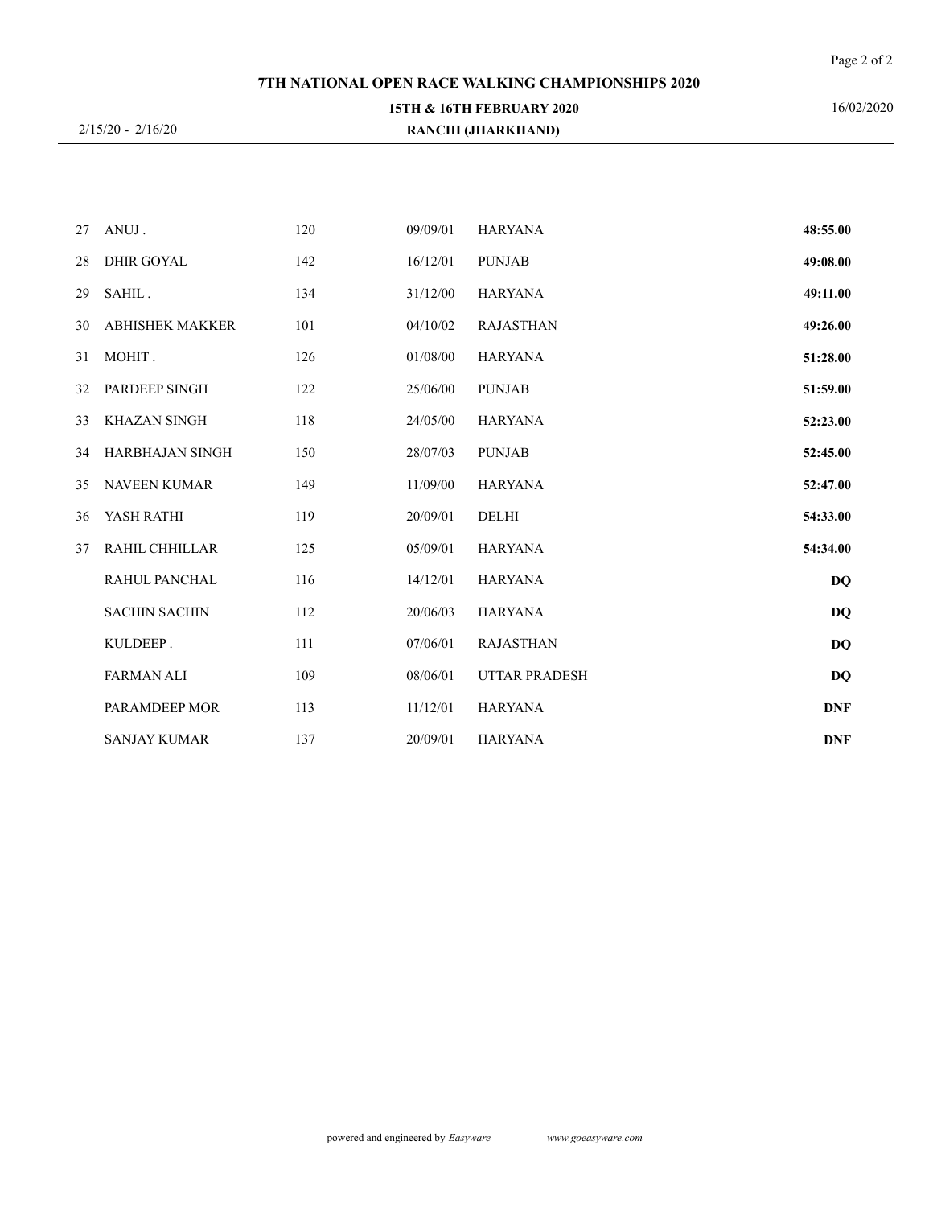| | | | | | |
|---|---|---|---|---|---|
| 27 | ANUJ . | 120 | 09/09/01 | HARYANA | **48:55.00** |
| 28 | DHIR GOYAL | 142 | 16/12/01 | PUNJAB | **49:08.00** |
| 29 | SAHIL . | 134 | 31/12/00 | HARYANA | **49:11.00** |
| 30 | ABHISHEK MAKKER | 101 | 04/10/02 | RAJASTHAN | **49:26.00** |
| 31 | MOHIT . | 126 | 01/08/00 | HARYANA | **51:28.00** |
| 32 | PARDEEP SINGH | 122 | 25/06/00 | PUNJAB | **51:59.00** |
| 33 | KHAZAN SINGH | 118 | 24/05/00 | HARYANA | **52:23.00** |
| 34 | HARBHAJAN SINGH | 150 | 28/07/03 | PUNJAB | **52:45.00** |
| 35 | NAVEEN KUMAR | 149 | 11/09/00 | HARYANA | **52:47.00** |
| 36 | YASH RATHI | 119 | 20/09/01 | DELHI | **54:33.00** |
| 37 | RAHIL CHHILLAR | 125 | 05/09/01 | HARYANA | **54:34.00** |
| | RAHUL PANCHAL | 116 | 14/12/01 | HARYANA | **DQ** |
| | SACHIN SACHIN | 112 | 20/06/03 | HARYANA | **DQ** |
| | KULDEEP . | 111 | 07/06/01 | RAJASTHAN | **DQ** |
| | FARMAN ALI | 109 | 08/06/01 | UTTAR PRADESH | **DQ** |
| | PARAMDEEP MOR | 113 | 11/12/01 | HARYANA | **DNF** |
| | SANJAY KUMAR | 137 | 20/09/01 | HARYANA | **DNF** |